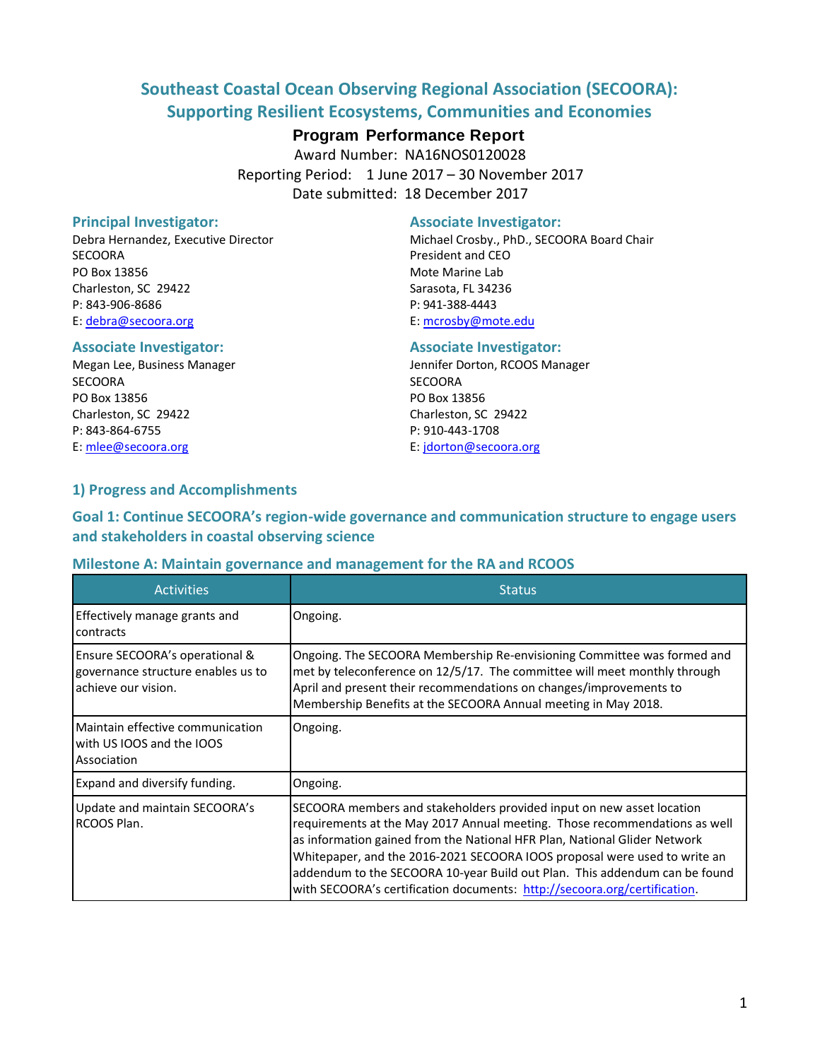# Southeast Coastal Ocean Observing Regional Association (SECOORA): Supporting Resilient Ecosystems, Communities and Economies

**Program Performance Report**

Award Number: NA16NOS0120028

Reporting Period: 1 June 2017 – 30 November 2017

Date submitted: 18 December 2017

### Principal Investigator:

Debra Hernandez, Executive Director
SECOORA
PO Box 13856
Charleston, SC 29422
P: 843-906-8686
E: debra@secoora.org

### Associate Investigator:

Michael Crosby., PhD., SECOORA Board Chair
President and CEO
Mote Marine Lab
Sarasota, FL 34236
P: 941-388-4443
E: mcrosby@mote.edu

### Associate Investigator:

Megan Lee, Business Manager
SECOORA
PO Box 13856
Charleston, SC 29422
P: 843-864-6755
E: mlee@secoora.org

### Associate Investigator:

Jennifer Dorton, RCOOS Manager
SECOORA
PO Box 13856
Charleston, SC 29422
P: 910-443-1708
E: jdorton@secoora.org

## 1) Progress and Accomplishments

## Goal 1: Continue SECOORA's region-wide governance and communication structure to engage users and stakeholders in coastal observing science

### Milestone A: Maintain governance and management for the RA and RCOOS

| Activities | Status |
|---|---|
| Effectively manage grants and contracts | Ongoing. |
| Ensure SECOORA's operational & governance structure enables us to achieve our vision. | Ongoing. The SECOORA Membership Re-envisioning Committee was formed and met by teleconference on 12/5/17. The committee will meet monthly through April and present their recommendations on changes/improvements to Membership Benefits at the SECOORA Annual meeting in May 2018. |
| Maintain effective communication with US IOOS and the IOOS Association | Ongoing. |
| Expand and diversify funding. | Ongoing. |
| Update and maintain SECOORA's RCOOS Plan. | SECOORA members and stakeholders provided input on new asset location requirements at the May 2017 Annual meeting. Those recommendations as well as information gained from the National HFR Plan, National Glider Network Whitepaper, and the 2016-2021 SECOORA IOOS proposal were used to write an addendum to the SECOORA 10-year Build out Plan. This addendum can be found with SECOORA's certification documents: http://secoora.org/certification. |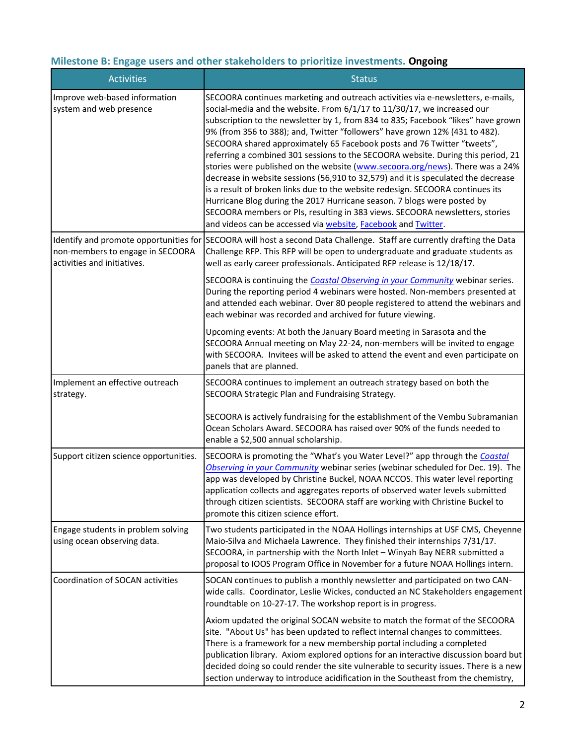### Milestone B: Engage users and other stakeholders to prioritize investments. **Ongoing**

| Activities | Status |
|---|---|
| Improve web-based information system and web presence | SECOORA continues marketing and outreach activities via e-newsletters, e-mails, social-media and the website. From 6/1/17 to 11/30/17, we increased our subscription to the newsletter by 1, from 834 to 835; Facebook "likes" have grown 9% (from 356 to 388); and, Twitter "followers" have grown 12% (431 to 482). SECOORA shared approximately 65 Facebook posts and 76 Twitter "tweets", referring a combined 301 sessions to the SECOORA website. During this period, 21 stories were published on the website (www.secoora.org/news). There was a 24% decrease in website sessions (56,910 to 32,579) and it is speculated the decrease is a result of broken links due to the website redesign. SECOORA continues its Hurricane Blog during the 2017 Hurricane season. 7 blogs were posted by SECOORA members or PIs, resulting in 383 views. SECOORA newsletters, stories and videos can be accessed via website, Facebook and Twitter. |
| Identify and promote opportunities for non-members to engage in SECOORA activities and initiatives. | SECOORA will host a second Data Challenge. Staff are currently drafting the Data Challenge RFP. This RFP will be open to undergraduate and graduate students as well as early career professionals. Anticipated RFP release is 12/18/17.<br><br>SECOORA is continuing the *Coastal Observing in your Community* webinar series. During the reporting period 4 webinars were hosted. Non-members presented at and attended each webinar. Over 80 people registered to attend the webinars and each webinar was recorded and archived for future viewing.<br><br>Upcoming events: At both the January Board meeting in Sarasota and the SECOORA Annual meeting on May 22-24, non-members will be invited to engage with SECOORA. Invitees will be asked to attend the event and even participate on panels that are planned. |
| Implement an effective outreach strategy. | SECOORA continues to implement an outreach strategy based on both the SECOORA Strategic Plan and Fundraising Strategy.<br><br>SECOORA is actively fundraising for the establishment of the Vembu Subramanian Ocean Scholars Award. SECOORA has raised over 90% of the funds needed to enable a $2,500 annual scholarship. |
| Support citizen science opportunities. | SECOORA is promoting the "What's you Water Level?" app through the *Coastal Observing in your Community* webinar series (webinar scheduled for Dec. 19). The app was developed by Christine Buckel, NOAA NCCOS. This water level reporting application collects and aggregates reports of observed water levels submitted through citizen scientists. SECOORA staff are working with Christine Buckel to promote this citizen science effort. |
| Engage students in problem solving using ocean observing data. | Two students participated in the NOAA Hollings internships at USF CMS, Cheyenne Maio-Silva and Michaela Lawrence. They finished their internships 7/31/17. SECOORA, in partnership with the North Inlet – Winyah Bay NERR submitted a proposal to IOOS Program Office in November for a future NOAA Hollings intern. |
| Coordination of SOCAN activities | SOCAN continues to publish a monthly newsletter and participated on two CAN-wide calls. Coordinator, Leslie Wickes, conducted an NC Stakeholders engagement roundtable on 10-27-17. The workshop report is in progress.<br><br>Axiom updated the original SOCAN website to match the format of the SECOORA site. "About Us" has been updated to reflect internal changes to committees. There is a framework for a new membership portal including a completed publication library. Axiom explored options for an interactive discussion board but decided doing so could render the site vulnerable to security issues. There is a new section underway to introduce acidification in the Southeast from the chemistry, |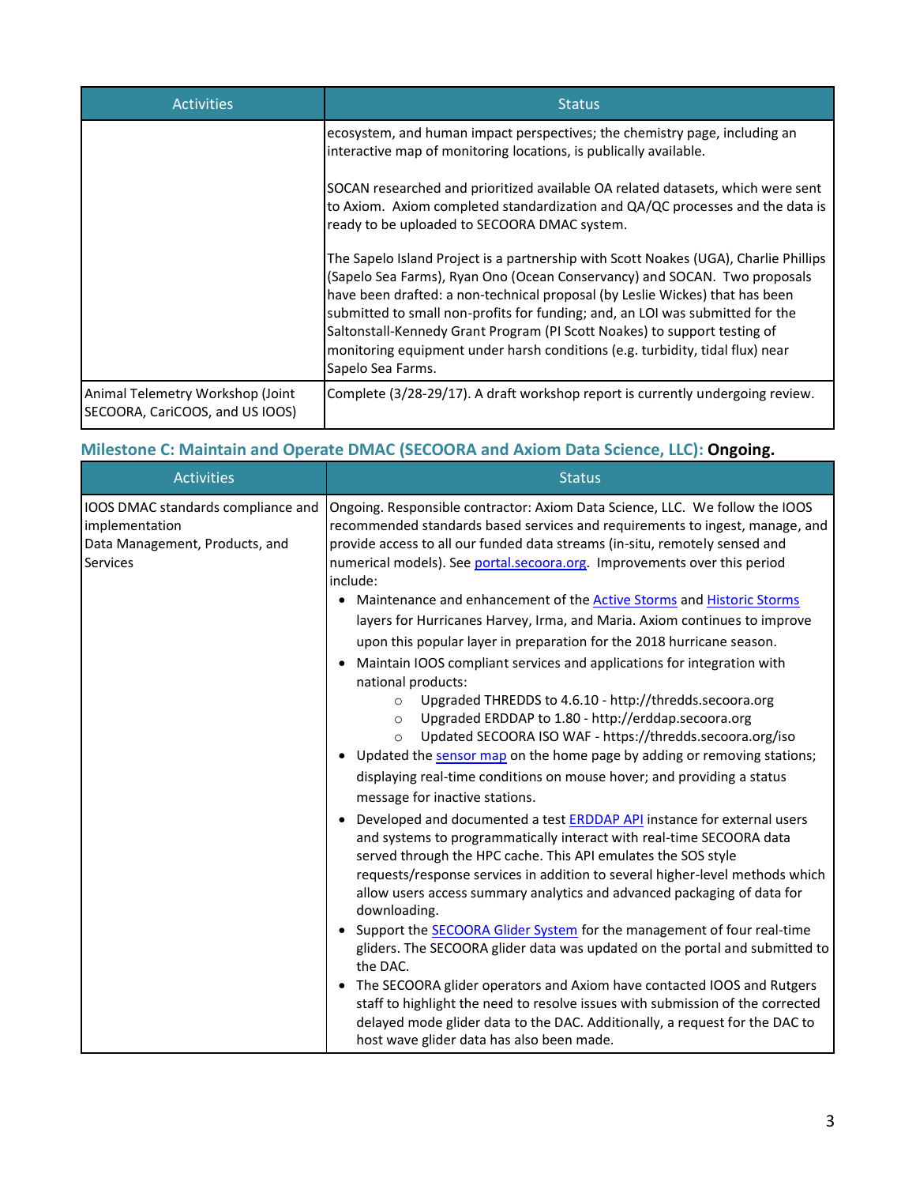| Activities | Status |
| --- | --- |
| | ecosystem, and human impact perspectives; the chemistry page, including an interactive map of monitoring locations, is publically available.<br><br>SOCAN researched and prioritized available OA related datasets, which were sent to Axiom. Axiom completed standardization and QA/QC processes and the data is ready to be uploaded to SECOORA DMAC system.<br><br>The Sapelo Island Project is a partnership with Scott Noakes (UGA), Charlie Phillips (Sapelo Sea Farms), Ryan Ono (Ocean Conservancy) and SOCAN. Two proposals have been drafted: a non-technical proposal (by Leslie Wickes) that has been submitted to small non-profits for funding; and, an LOI was submitted for the Saltonstall-Kennedy Grant Program (PI Scott Noakes) to support testing of monitoring equipment under harsh conditions (e.g. turbidity, tidal flux) near Sapelo Sea Farms. |
| Animal Telemetry Workshop (Joint SECOORA, CariCOOS, and US IOOS) | Complete (3/28-29/17). A draft workshop report is currently undergoing review. |

## Milestone C: Maintain and Operate DMAC (SECOORA and Axiom Data Science, LLC): **Ongoing.**

| Activities | Status |
| --- | --- |
| IOOS DMAC standards compliance and implementation<br>Data Management, Products, and Services | Ongoing. Responsible contractor: Axiom Data Science, LLC. We follow the IOOS recommended standards based services and requirements to ingest, manage, and provide access to all our funded data streams (in-situ, remotely sensed and numerical models). See portal.secoora.org. Improvements over this period include:<br>• Maintenance and enhancement of the Active Storms and Historic Storms layers for Hurricanes Harvey, Irma, and Maria. Axiom continues to improve upon this popular layer in preparation for the 2018 hurricane season.<br>• Maintain IOOS compliant services and applications for integration with national products:<br>&nbsp;&nbsp;&nbsp;&nbsp;○ Upgraded THREDDS to 4.6.10 - http://thredds.secoora.org<br>&nbsp;&nbsp;&nbsp;&nbsp;○ Upgraded ERDDAP to 1.80 - http://erddap.secoora.org<br>&nbsp;&nbsp;&nbsp;&nbsp;○ Updated SECOORA ISO WAF - https://thredds.secoora.org/iso<br>• Updated the sensor map on the home page by adding or removing stations; displaying real-time conditions on mouse hover; and providing a status message for inactive stations.<br>• Developed and documented a test ERDDAP API instance for external users and systems to programmatically interact with real-time SECOORA data served through the HPC cache. This API emulates the SOS style requests/response services in addition to several higher-level methods which allow users access summary analytics and advanced packaging of data for downloading.<br>• Support the SECOORA Glider System for the management of four real-time gliders. The SECOORA glider data was updated on the portal and submitted to the DAC.<br>• The SECOORA glider operators and Axiom have contacted IOOS and Rutgers staff to highlight the need to resolve issues with submission of the corrected delayed mode glider data to the DAC. Additionally, a request for the DAC to host wave glider data has also been made. |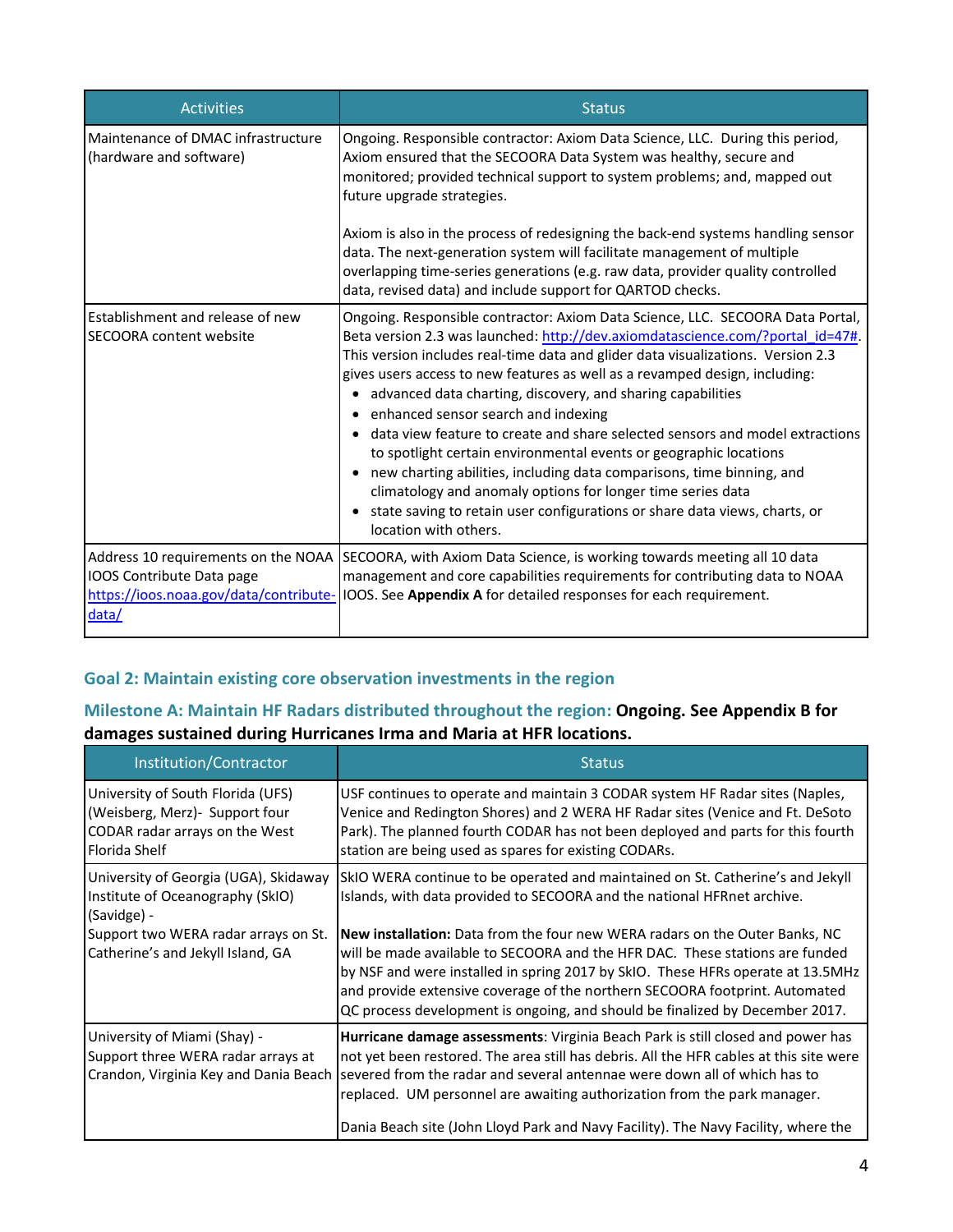| Activities | Status |
|---|---|
| Maintenance of DMAC infrastructure (hardware and software) | Ongoing. Responsible contractor: Axiom Data Science, LLC. During this period, Axiom ensured that the SECOORA Data System was healthy, secure and monitored; provided technical support to system problems; and, mapped out future upgrade strategies.<br><br>Axiom is also in the process of redesigning the back-end systems handling sensor data. The next-generation system will facilitate management of multiple overlapping time-series generations (e.g. raw data, provider quality controlled data, revised data) and include support for QARTOD checks. |
| Establishment and release of new SECOORA content website | Ongoing. Responsible contractor: Axiom Data Science, LLC. SECOORA Data Portal, Beta version 2.3 was launched: [http://dev.axiomdatascience.com/?portal_id=47#](http://dev.axiomdatascience.com/?portal_id=47#). This version includes real-time data and glider data visualizations. Version 2.3 gives users access to new features as well as a revamped design, including:<br>• advanced data charting, discovery, and sharing capabilities<br>• enhanced sensor search and indexing<br>• data view feature to create and share selected sensors and model extractions to spotlight certain environmental events or geographic locations<br>• new charting abilities, including data comparisons, time binning, and climatology and anomaly options for longer time series data<br>• state saving to retain user configurations or share data views, charts, or location with others. |
| Address 10 requirements on the NOAA IOOS Contribute Data page [https://ioos.noaa.gov/data/contribute-data/](https://ioos.noaa.gov/data/contribute-data/) | SECOORA, with Axiom Data Science, is working towards meeting all 10 data management and core capabilities requirements for contributing data to NOAA IOOS. See **Appendix A** for detailed responses for each requirement. |

## Goal 2: Maintain existing core observation investments in the region

### Milestone A: Maintain HF Radars distributed throughout the region: **Ongoing. See Appendix B for damages sustained during Hurricanes Irma and Maria at HFR locations.**

| Institution/Contractor | Status |
|---|---|
| University of South Florida (UFS) (Weisberg, Merz)- Support four CODAR radar arrays on the West Florida Shelf | USF continues to operate and maintain 3 CODAR system HF Radar sites (Naples, Venice and Redington Shores) and 2 WERA HF Radar sites (Venice and Ft. DeSoto Park). The planned fourth CODAR has not been deployed and parts for this fourth station are being used as spares for existing CODARs. |
| University of Georgia (UGA), Skidaway Institute of Oceanography (SkIO) (Savidge) -<br>Support two WERA radar arrays on St. Catherine's and Jekyll Island, GA | SkIO WERA continue to be operated and maintained on St. Catherine's and Jekyll Islands, with data provided to SECOORA and the national HFRnet archive.<br><br>**New installation:** Data from the four new WERA radars on the Outer Banks, NC will be made available to SECOORA and the HFR DAC. These stations are funded by NSF and were installed in spring 2017 by SkIO. These HFRs operate at 13.5MHz and provide extensive coverage of the northern SECOORA footprint. Automated QC process development is ongoing, and should be finalized by December 2017. |
| University of Miami (Shay) - Support three WERA radar arrays at Crandon, Virginia Key and Dania Beach | **Hurricane damage assessments**: Virginia Beach Park is still closed and power has not yet been restored. The area still has debris. All the HFR cables at this site were severed from the radar and several antennae were down all of which has to replaced. UM personnel are awaiting authorization from the park manager.<br><br>Dania Beach site (John Lloyd Park and Navy Facility). The Navy Facility, where the |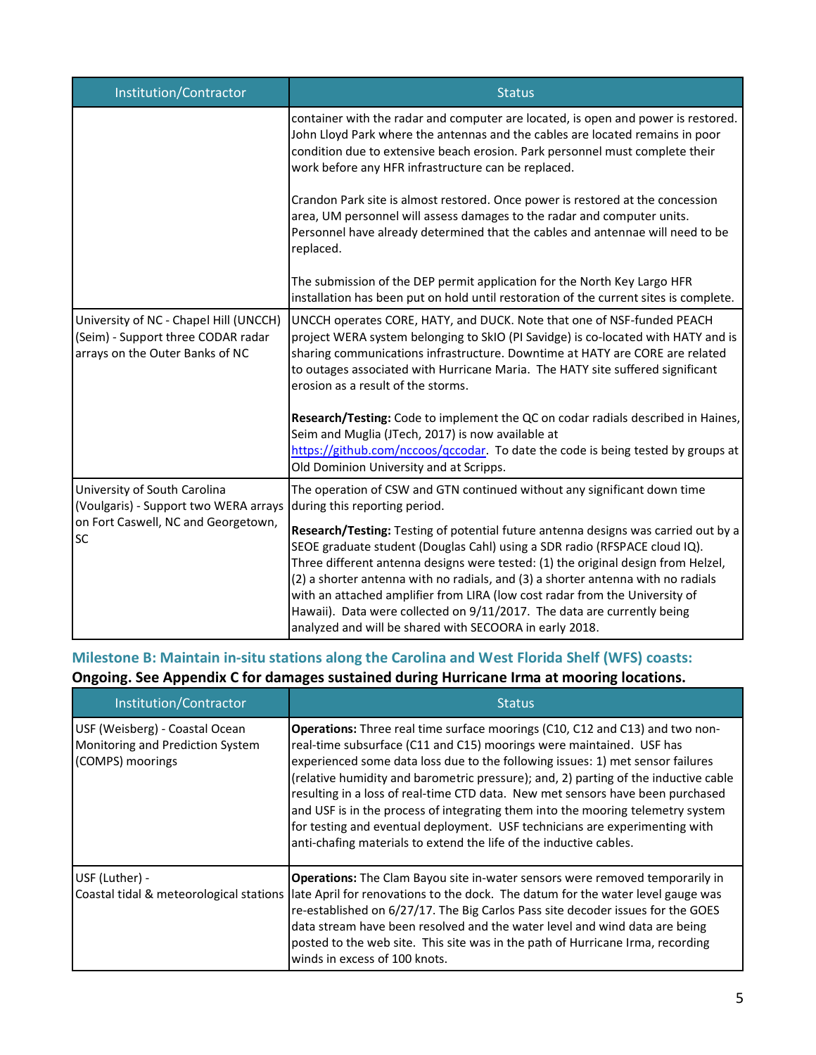| Institution/Contractor | Status |
|---|---|
| | container with the radar and computer are located, is open and power is restored. John Lloyd Park where the antennas and the cables are located remains in poor condition due to extensive beach erosion. Park personnel must complete their work before any HFR infrastructure can be replaced.<br><br>Crandon Park site is almost restored. Once power is restored at the concession area, UM personnel will assess damages to the radar and computer units. Personnel have already determined that the cables and antennae will need to be replaced.<br><br>The submission of the DEP permit application for the North Key Largo HFR installation has been put on hold until restoration of the current sites is complete. |
| University of NC - Chapel Hill (UNCCH) (Seim) - Support three CODAR radar arrays on the Outer Banks of NC | UNCCH operates CORE, HATY, and DUCK. Note that one of NSF-funded PEACH project WERA system belonging to SkIO (PI Savidge) is co-located with HATY and is sharing communications infrastructure. Downtime at HATY are CORE are related to outages associated with Hurricane Maria. The HATY site suffered significant erosion as a result of the storms.<br><br>**Research/Testing:** Code to implement the QC on codar radials described in Haines, Seim and Muglia (JTech, 2017) is now available at https://github.com/nccoos/qccodar. To date the code is being tested by groups at Old Dominion University and at Scripps. |
| University of South Carolina (Voulgaris) - Support two WERA arrays on Fort Caswell, NC and Georgetown, SC | The operation of CSW and GTN continued without any significant down time during this reporting period.<br><br>**Research/Testing:** Testing of potential future antenna designs was carried out by a SEOE graduate student (Douglas Cahl) using a SDR radio (RFSPACE cloud IQ). Three different antenna designs were tested: (1) the original design from Helzel, (2) a shorter antenna with no radials, and (3) a shorter antenna with no radials with an attached amplifier from LIRA (low cost radar from the University of Hawaii). Data were collected on 9/11/2017. The data are currently being analyzed and will be shared with SECOORA in early 2018. |

## Milestone B: Maintain in-situ stations along the Carolina and West Florida Shelf (WFS) coasts:

**Ongoing. See Appendix C for damages sustained during Hurricane Irma at mooring locations.**

| Institution/Contractor | Status |
|---|---|
| USF (Weisberg) - Coastal Ocean Monitoring and Prediction System (COMPS) moorings | **Operations:** Three real time surface moorings (C10, C12 and C13) and two non-real-time subsurface (C11 and C15) moorings were maintained. USF has experienced some data loss due to the following issues: 1) met sensor failures (relative humidity and barometric pressure); and, 2) parting of the inductive cable resulting in a loss of real-time CTD data. New met sensors have been purchased and USF is in the process of integrating them into the mooring telemetry system for testing and eventual deployment. USF technicians are experimenting with anti-chafing materials to extend the life of the inductive cables. |
| USF (Luther) - Coastal tidal & meteorological stations | **Operations:** The Clam Bayou site in-water sensors were removed temporarily in late April for renovations to the dock. The datum for the water level gauge was re-established on 6/27/17. The Big Carlos Pass site decoder issues for the GOES data stream have been resolved and the water level and wind data are being posted to the web site. This site was in the path of Hurricane Irma, recording winds in excess of 100 knots. |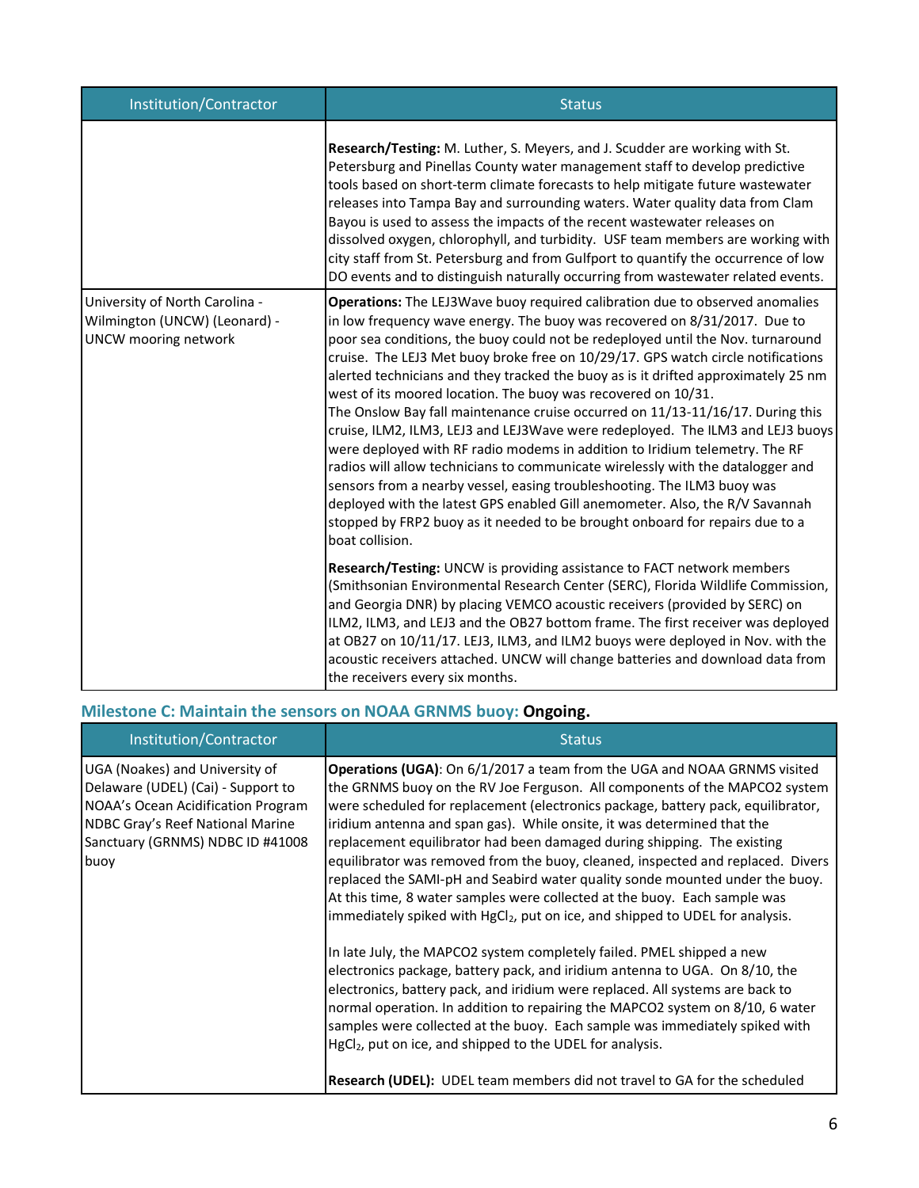| Institution/Contractor | Status |
|---|---|
| | **Research/Testing:** M. Luther, S. Meyers, and J. Scudder are working with St. Petersburg and Pinellas County water management staff to develop predictive tools based on short-term climate forecasts to help mitigate future wastewater releases into Tampa Bay and surrounding waters. Water quality data from Clam Bayou is used to assess the impacts of the recent wastewater releases on dissolved oxygen, chlorophyll, and turbidity. USF team members are working with city staff from St. Petersburg and from Gulfport to quantify the occurrence of low DO events and to distinguish naturally occurring from wastewater related events. |
| University of North Carolina - Wilmington (UNCW) (Leonard) - UNCW mooring network | **Operations:** The LEJ3Wave buoy required calibration due to observed anomalies in low frequency wave energy. The buoy was recovered on 8/31/2017. Due to poor sea conditions, the buoy could not be redeployed until the Nov. turnaround cruise. The LEJ3 Met buoy broke free on 10/29/17. GPS watch circle notifications alerted technicians and they tracked the buoy as is it drifted approximately 25 nm west of its moored location. The buoy was recovered on 10/31.<br>The Onslow Bay fall maintenance cruise occurred on 11/13-11/16/17. During this cruise, ILM2, ILM3, LEJ3 and LEJ3Wave were redeployed. The ILM3 and LEJ3 buoys were deployed with RF radio modems in addition to Iridium telemetry. The RF radios will allow technicians to communicate wirelessly with the datalogger and sensors from a nearby vessel, easing troubleshooting. The ILM3 buoy was deployed with the latest GPS enabled Gill anemometer. Also, the R/V Savannah stopped by FRP2 buoy as it needed to be brought onboard for repairs due to a boat collision.<br><br>**Research/Testing:** UNCW is providing assistance to FACT network members (Smithsonian Environmental Research Center (SERC), Florida Wildlife Commission, and Georgia DNR) by placing VEMCO acoustic receivers (provided by SERC) on ILM2, ILM3, and LEJ3 and the OB27 bottom frame. The first receiver was deployed at OB27 on 10/11/17. LEJ3, ILM3, and ILM2 buoys were deployed in Nov. with the acoustic receivers attached. UNCW will change batteries and download data from the receivers every six months. |

### Milestone C: Maintain the sensors on NOAA GRNMS buoy: **Ongoing.**

| Institution/Contractor | Status |
|---|---|
| UGA (Noakes) and University of Delaware (UDEL) (Cai) - Support to NOAA's Ocean Acidification Program NDBC Gray's Reef National Marine Sanctuary (GRNMS) NDBC ID #41008 buoy | **Operations (UGA)**: On 6/1/2017 a team from the UGA and NOAA GRNMS visited the GRNMS buoy on the RV Joe Ferguson. All components of the MAPCO2 system were scheduled for replacement (electronics package, battery pack, equilibrator, iridium antenna and span gas). While onsite, it was determined that the replacement equilibrator had been damaged during shipping. The existing equilibrator was removed from the buoy, cleaned, inspected and replaced. Divers replaced the SAMI-pH and Seabird water quality sonde mounted under the buoy. At this time, 8 water samples were collected at the buoy. Each sample was immediately spiked with $HgCl_2$, put on ice, and shipped to UDEL for analysis.<br><br>In late July, the MAPCO2 system completely failed. PMEL shipped a new electronics package, battery pack, and iridium antenna to UGA. On 8/10, the electronics, battery pack, and iridium were replaced. All systems are back to normal operation. In addition to repairing the MAPCO2 system on 8/10, 6 water samples were collected at the buoy. Each sample was immediately spiked with $HgCl_2$, put on ice, and shipped to the UDEL for analysis.<br><br>**Research (UDEL):** UDEL team members did not travel to GA for the scheduled |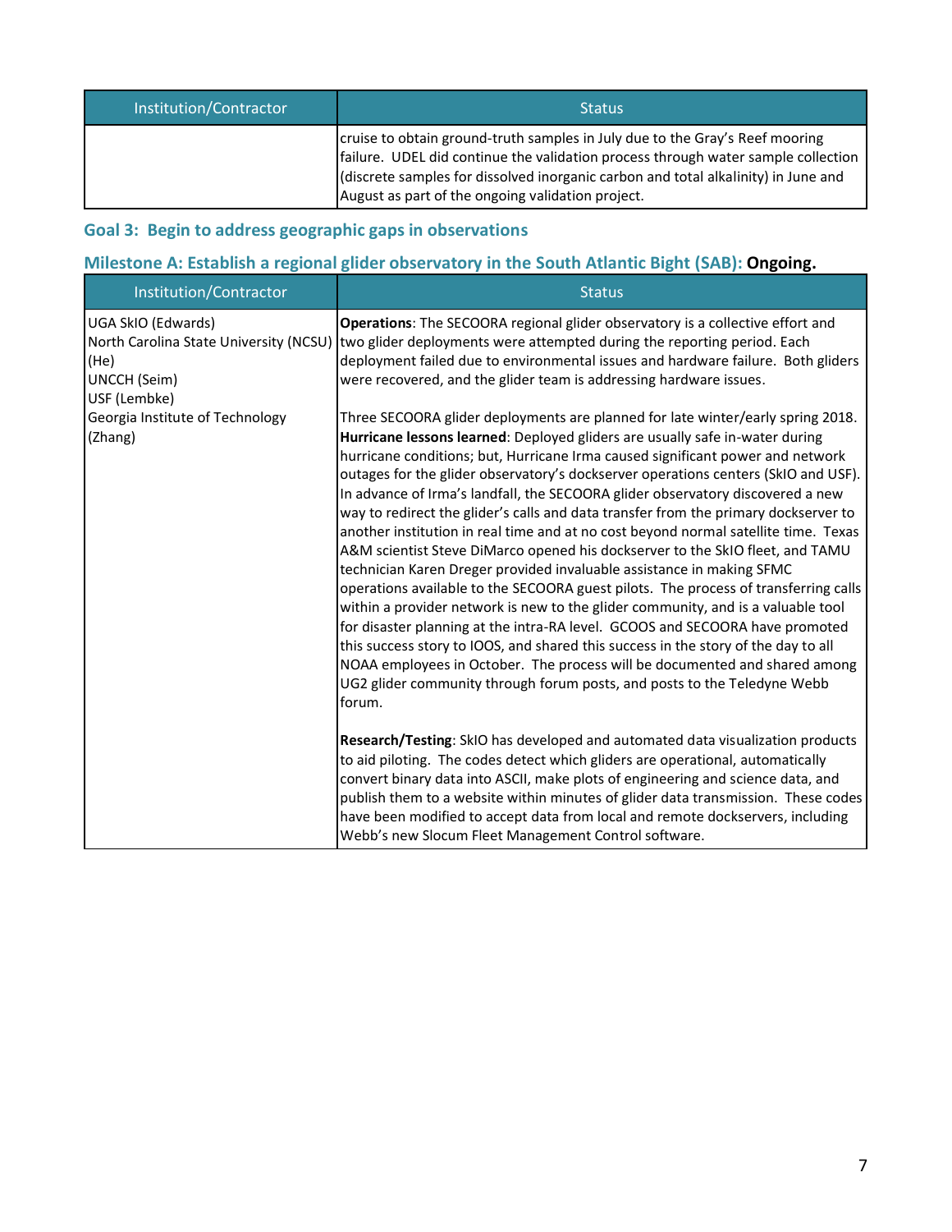| Institution/Contractor | Status |
|---|---|
| | cruise to obtain ground-truth samples in July due to the Gray's Reef mooring failure. UDEL did continue the validation process through water sample collection (discrete samples for dissolved inorganic carbon and total alkalinity) in June and August as part of the ongoing validation project. |

### Goal 3: Begin to address geographic gaps in observations

### Milestone A: Establish a regional glider observatory in the South Atlantic Bight (SAB): **Ongoing.**

| Institution/Contractor | Status |
|---|---|
| UGA SkIO (Edwards)<br>North Carolina State University (NCSU) (He)<br>UNCCH (Seim)<br>USF (Lembke)<br>Georgia Institute of Technology (Zhang) | **Operations**: The SECOORA regional glider observatory is a collective effort and two glider deployments were attempted during the reporting period. Each deployment failed due to environmental issues and hardware failure. Both gliders were recovered, and the glider team is addressing hardware issues.<br><br>Three SECOORA glider deployments are planned for late winter/early spring 2018. **Hurricane lessons learned**: Deployed gliders are usually safe in-water during hurricane conditions; but, Hurricane Irma caused significant power and network outages for the glider observatory's dockserver operations centers (SkIO and USF). In advance of Irma's landfall, the SECOORA glider observatory discovered a new way to redirect the glider's calls and data transfer from the primary dockserver to another institution in real time and at no cost beyond normal satellite time. Texas A&M scientist Steve DiMarco opened his dockserver to the SkIO fleet, and TAMU technician Karen Dreger provided invaluable assistance in making SFMC operations available to the SECOORA guest pilots. The process of transferring calls within a provider network is new to the glider community, and is a valuable tool for disaster planning at the intra-RA level. GCOOS and SECOORA have promoted this success story to IOOS, and shared this success in the story of the day to all NOAA employees in October. The process will be documented and shared among UG2 glider community through forum posts, and posts to the Teledyne Webb forum.<br><br>**Research/Testing**: SkIO has developed and automated data visualization products to aid piloting. The codes detect which gliders are operational, automatically convert binary data into ASCII, make plots of engineering and science data, and publish them to a website within minutes of glider data transmission. These codes have been modified to accept data from local and remote dockservers, including Webb's new Slocum Fleet Management Control software. |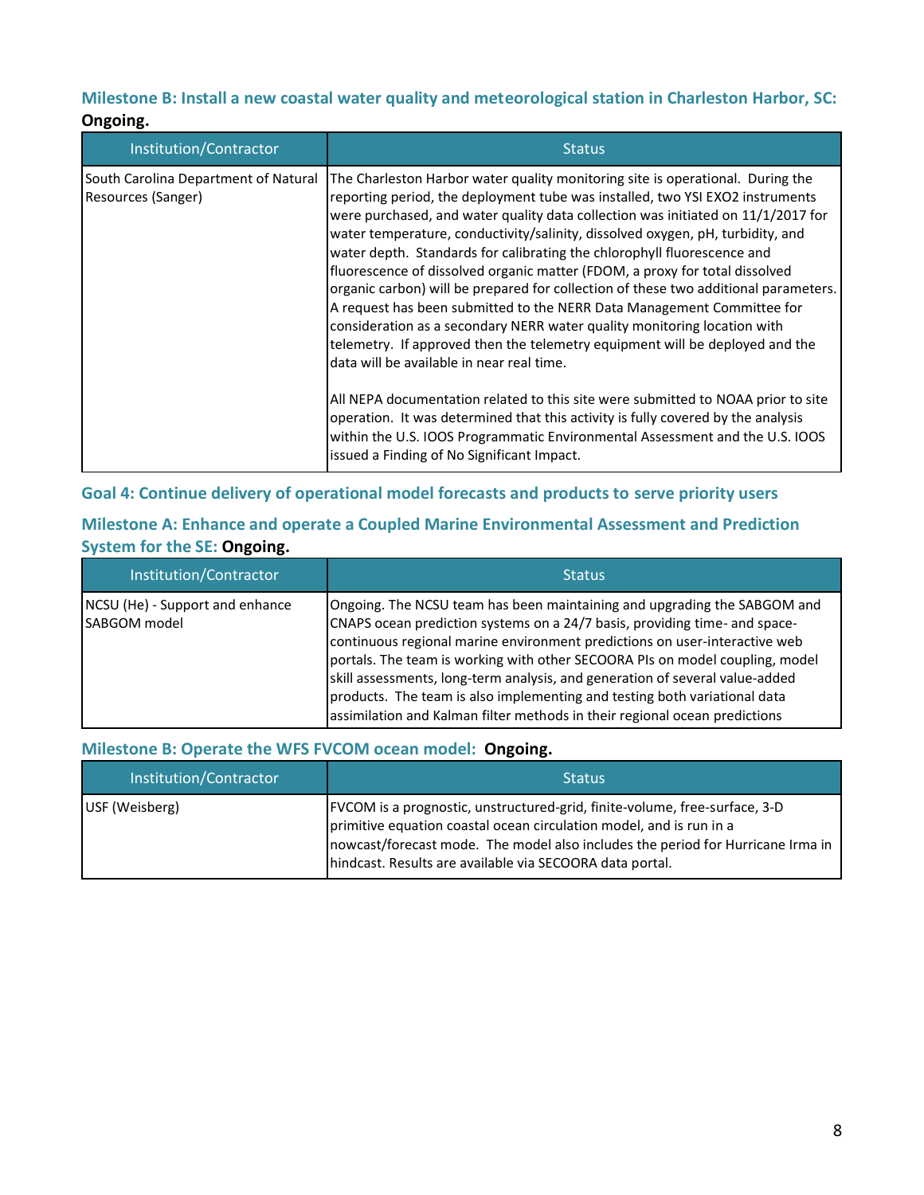### Milestone B: Install a new coastal water quality and meteorological station in Charleston Harbor, SC: **Ongoing.**

| Institution/Contractor | Status |
|---|---|
| South Carolina Department of Natural Resources (Sanger) | The Charleston Harbor water quality monitoring site is operational. During the reporting period, the deployment tube was installed, two YSI EXO2 instruments were purchased, and water quality data collection was initiated on 11/1/2017 for water temperature, conductivity/salinity, dissolved oxygen, pH, turbidity, and water depth. Standards for calibrating the chlorophyll fluorescence and fluorescence of dissolved organic matter (FDOM, a proxy for total dissolved organic carbon) will be prepared for collection of these two additional parameters. A request has been submitted to the NERR Data Management Committee for consideration as a secondary NERR water quality monitoring location with telemetry. If approved then the telemetry equipment will be deployed and the data will be available in near real time.<br><br>All NEPA documentation related to this site were submitted to NOAA prior to site operation. It was determined that this activity is fully covered by the analysis within the U.S. IOOS Programmatic Environmental Assessment and the U.S. IOOS issued a Finding of No Significant Impact. |

## Goal 4: Continue delivery of operational model forecasts and products to serve priority users

### Milestone A: Enhance and operate a Coupled Marine Environmental Assessment and Prediction System for the SE: **Ongoing.**

| Institution/Contractor | Status |
|---|---|
| NCSU (He) - Support and enhance SABGOM model | Ongoing. The NCSU team has been maintaining and upgrading the SABGOM and CNAPS ocean prediction systems on a 24/7 basis, providing time- and space-continuous regional marine environment predictions on user-interactive web portals. The team is working with other SECOORA PIs on model coupling, model skill assessments, long-term analysis, and generation of several value-added products. The team is also implementing and testing both variational data assimilation and Kalman filter methods in their regional ocean predictions |

### Milestone B: Operate the WFS FVCOM ocean model: **Ongoing.**

| Institution/Contractor | Status |
|---|---|
| USF (Weisberg) | FVCOM is a prognostic, unstructured-grid, finite-volume, free-surface, 3-D primitive equation coastal ocean circulation model, and is run in a nowcast/forecast mode. The model also includes the period for Hurricane Irma in hindcast. Results are available via SECOORA data portal. |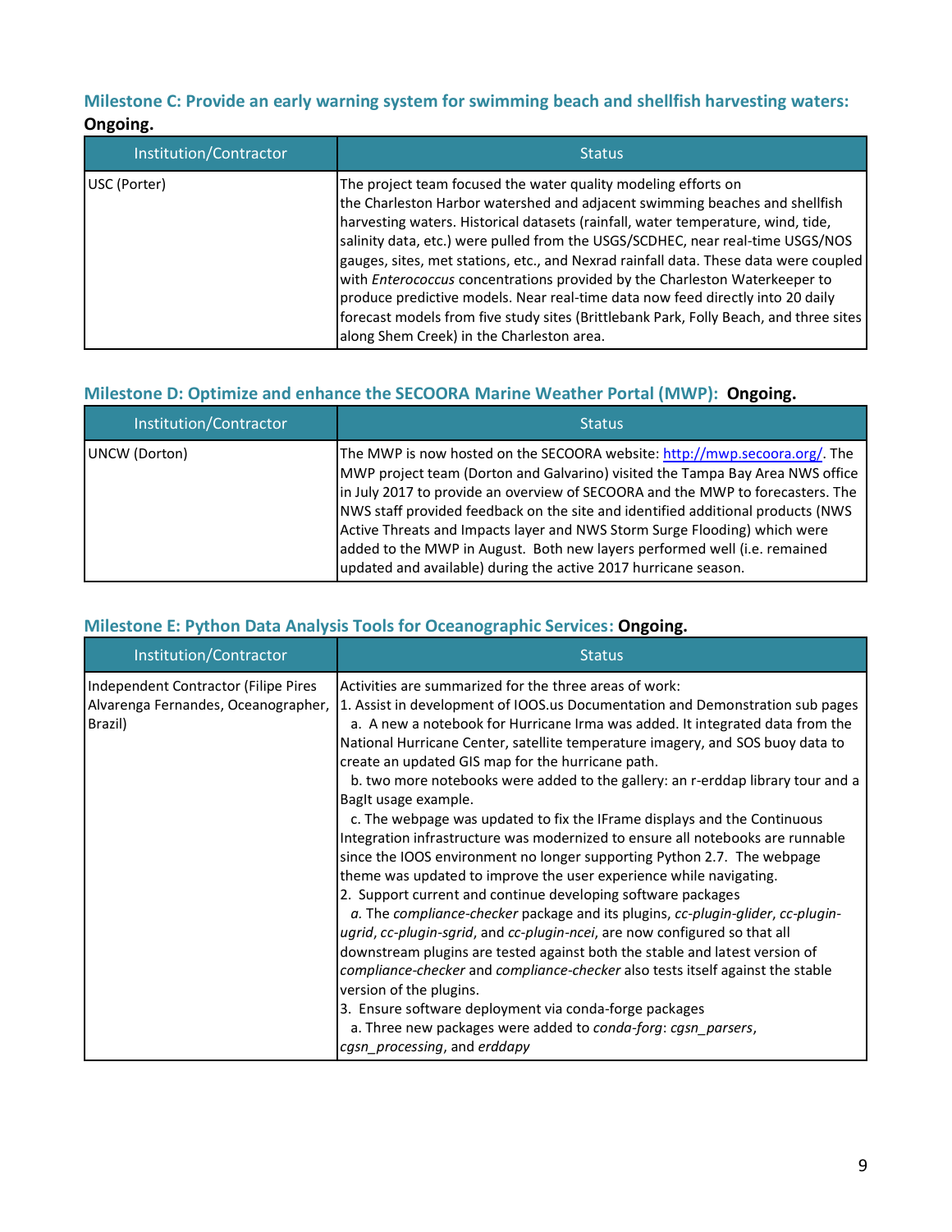### Milestone C: Provide an early warning system for swimming beach and shellfish harvesting waters: **Ongoing.**

| Institution/Contractor | Status |
|---|---|
| USC (Porter) | The project team focused the water quality modeling efforts on the Charleston Harbor watershed and adjacent swimming beaches and shellfish harvesting waters. Historical datasets (rainfall, water temperature, wind, tide, salinity data, etc.) were pulled from the USGS/SCDHEC, near real-time USGS/NOS gauges, sites, met stations, etc., and Nexrad rainfall data. These data were coupled with *Enterococcus* concentrations provided by the Charleston Waterkeeper to produce predictive models. Near real-time data now feed directly into 20 daily forecast models from five study sites (Brittlebank Park, Folly Beach, and three sites along Shem Creek) in the Charleston area. |

### Milestone D: Optimize and enhance the SECOORA Marine Weather Portal (MWP): **Ongoing.**

| Institution/Contractor | Status |
|---|---|
| UNCW (Dorton) | The MWP is now hosted on the SECOORA website: http://mwp.secoora.org/. The MWP project team (Dorton and Galvarino) visited the Tampa Bay Area NWS office in July 2017 to provide an overview of SECOORA and the MWP to forecasters. The NWS staff provided feedback on the site and identified additional products (NWS Active Threats and Impacts layer and NWS Storm Surge Flooding) which were added to the MWP in August. Both new layers performed well (i.e. remained updated and available) during the active 2017 hurricane season. |

### Milestone E: Python Data Analysis Tools for Oceanographic Services: **Ongoing.**

| Institution/Contractor | Status |
|---|---|
| Independent Contractor (Filipe Pires Alvarenga Fernandes, Oceanographer, Brazil) | Activities are summarized for the three areas of work:<br>1. Assist in development of IOOS.us Documentation and Demonstration sub pages<br>a. A new a notebook for Hurricane Irma was added. It integrated data from the National Hurricane Center, satellite temperature imagery, and SOS buoy data to create an updated GIS map for the hurricane path.<br>b. two more notebooks were added to the gallery: an r-erddap library tour and a BagIt usage example.<br>c. The webpage was updated to fix the IFrame displays and the Continuous Integration infrastructure was modernized to ensure all notebooks are runnable since the IOOS environment no longer supporting Python 2.7. The webpage theme was updated to improve the user experience while navigating.<br>2. Support current and continue developing software packages<br>*a.* The *compliance-checker* package and its plugins, *cc-plugin-glider*, *cc-plugin-ugrid*, *cc-plugin-sgrid*, and *cc-plugin-ncei*, are now configured so that all downstream plugins are tested against both the stable and latest version of *compliance-checker* and *compliance-checker* also tests itself against the stable version of the plugins.<br>3. Ensure software deployment via conda-forge packages<br>a. Three new packages were added to *conda-forg*: *cgsn_parsers*, *cgsn_processing*, and *erddapy* |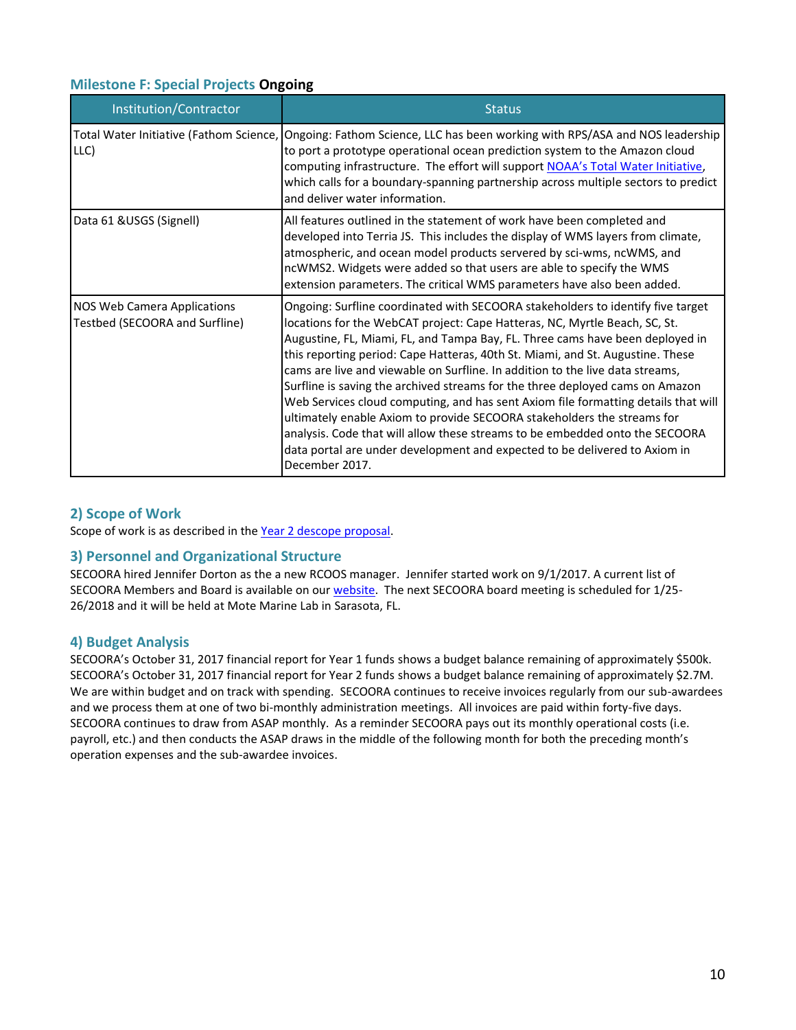### Milestone F: Special Projects **Ongoing**

| Institution/Contractor | Status |
| --- | --- |
| Total Water Initiative (Fathom Science, LLC) | Ongoing: Fathom Science, LLC has been working with RPS/ASA and NOS leadership to port a prototype operational ocean prediction system to the Amazon cloud computing infrastructure. The effort will support NOAA's Total Water Initiative, which calls for a boundary-spanning partnership across multiple sectors to predict and deliver water information. |
| Data 61 &USGS (Signell) | All features outlined in the statement of work have been completed and developed into Terria JS. This includes the display of WMS layers from climate, atmospheric, and ocean model products servered by sci-wms, ncWMS, and ncWMS2. Widgets were added so that users are able to specify the WMS extension parameters. The critical WMS parameters have also been added. |
| NOS Web Camera Applications Testbed (SECOORA and Surfline) | Ongoing: Surfline coordinated with SECOORA stakeholders to identify five target locations for the WebCAT project: Cape Hatteras, NC, Myrtle Beach, SC, St. Augustine, FL, Miami, FL, and Tampa Bay, FL. Three cams have been deployed in this reporting period: Cape Hatteras, 40th St. Miami, and St. Augustine. These cams are live and viewable on Surfline. In addition to the live data streams, Surfline is saving the archived streams for the three deployed cams on Amazon Web Services cloud computing, and has sent Axiom file formatting details that will ultimately enable Axiom to provide SECOORA stakeholders the streams for analysis. Code that will allow these streams to be embedded onto the SECOORA data portal are under development and expected to be delivered to Axiom in December 2017. |

## 2) Scope of Work

Scope of work is as described in the Year 2 descope proposal.

## 3) Personnel and Organizational Structure

SECOORA hired Jennifer Dorton as the a new RCOOS manager. Jennifer started work on 9/1/2017. A current list of SECOORA Members and Board is available on our website. The next SECOORA board meeting is scheduled for 1/25-26/2018 and it will be held at Mote Marine Lab in Sarasota, FL.

## 4) Budget Analysis

SECOORA's October 31, 2017 financial report for Year 1 funds shows a budget balance remaining of approximately $500k. SECOORA's October 31, 2017 financial report for Year 2 funds shows a budget balance remaining of approximately $2.7M. We are within budget and on track with spending. SECOORA continues to receive invoices regularly from our sub-awardees and we process them at one of two bi-monthly administration meetings. All invoices are paid within forty-five days. SECOORA continues to draw from ASAP monthly. As a reminder SECOORA pays out its monthly operational costs (i.e. payroll, etc.) and then conducts the ASAP draws in the middle of the following month for both the preceding month's operation expenses and the sub-awardee invoices.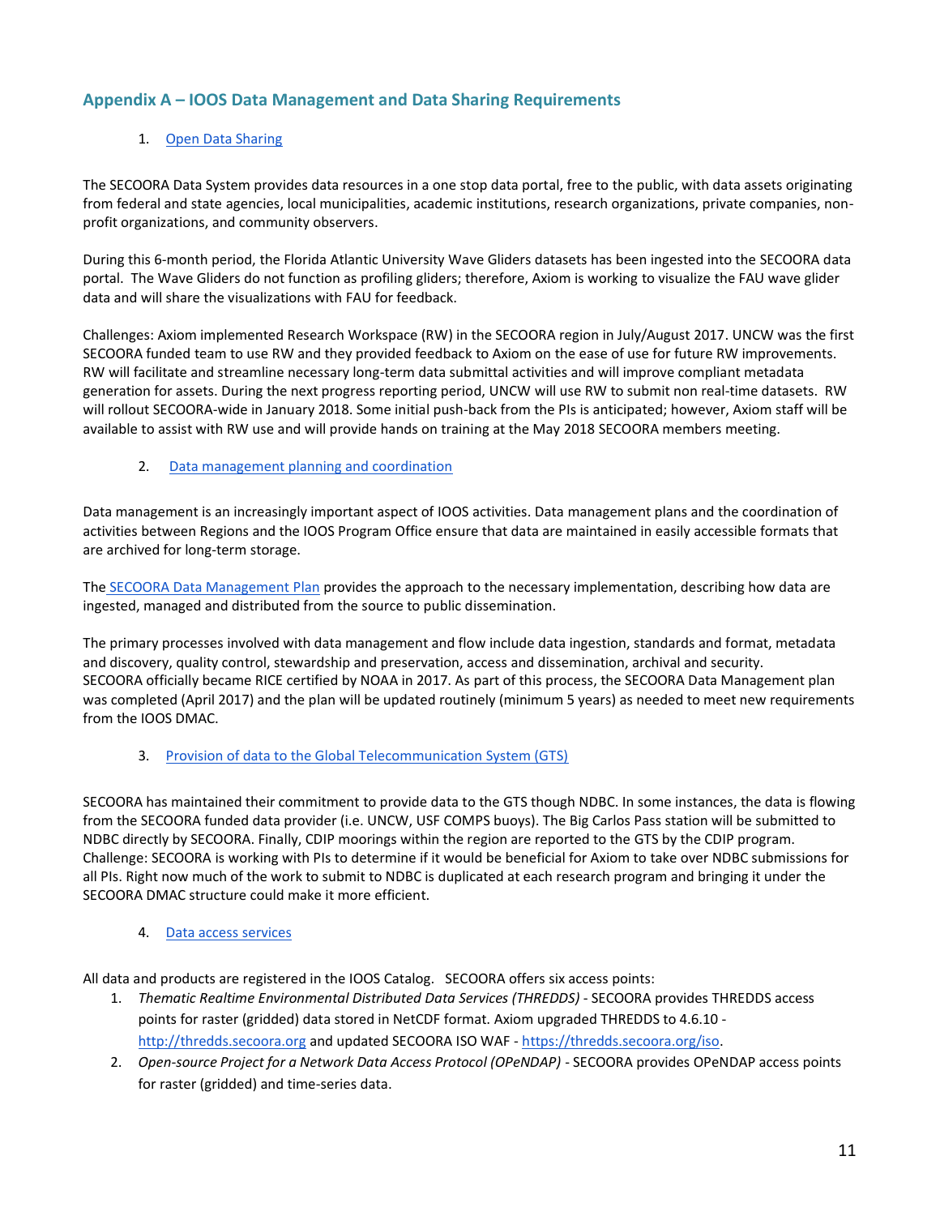## Appendix A – IOOS Data Management and Data Sharing Requirements

1. Open Data Sharing

The SECOORA Data System provides data resources in a one stop data portal, free to the public, with data assets originating from federal and state agencies, local municipalities, academic institutions, research organizations, private companies, non-profit organizations, and community observers.

During this 6-month period, the Florida Atlantic University Wave Gliders datasets has been ingested into the SECOORA data portal. The Wave Gliders do not function as profiling gliders; therefore, Axiom is working to visualize the FAU wave glider data and will share the visualizations with FAU for feedback.

Challenges: Axiom implemented Research Workspace (RW) in the SECOORA region in July/August 2017. UNCW was the first SECOORA funded team to use RW and they provided feedback to Axiom on the ease of use for future RW improvements. RW will facilitate and streamline necessary long-term data submittal activities and will improve compliant metadata generation for assets. During the next progress reporting period, UNCW will use RW to submit non real-time datasets. RW will rollout SECOORA-wide in January 2018. Some initial push-back from the PIs is anticipated; however, Axiom staff will be available to assist with RW use and will provide hands on training at the May 2018 SECOORA members meeting.

2. Data management planning and coordination

Data management is an increasingly important aspect of IOOS activities. Data management plans and the coordination of activities between Regions and the IOOS Program Office ensure that data are maintained in easily accessible formats that are archived for long-term storage.

The SECOORA Data Management Plan provides the approach to the necessary implementation, describing how data are ingested, managed and distributed from the source to public dissemination.

The primary processes involved with data management and flow include data ingestion, standards and format, metadata and discovery, quality control, stewardship and preservation, access and dissemination, archival and security. SECOORA officially became RICE certified by NOAA in 2017. As part of this process, the SECOORA Data Management plan was completed (April 2017) and the plan will be updated routinely (minimum 5 years) as needed to meet new requirements from the IOOS DMAC.

3. Provision of data to the Global Telecommunication System (GTS)

SECOORA has maintained their commitment to provide data to the GTS though NDBC. In some instances, the data is flowing from the SECOORA funded data provider (i.e. UNCW, USF COMPS buoys). The Big Carlos Pass station will be submitted to NDBC directly by SECOORA. Finally, CDIP moorings within the region are reported to the GTS by the CDIP program. Challenge: SECOORA is working with PIs to determine if it would be beneficial for Axiom to take over NDBC submissions for all PIs. Right now much of the work to submit to NDBC is duplicated at each research program and bringing it under the SECOORA DMAC structure could make it more efficient.

4. Data access services

All data and products are registered in the IOOS Catalog. SECOORA offers six access points:

1. *Thematic Realtime Environmental Distributed Data Services (THREDDS)* - SECOORA provides THREDDS access points for raster (gridded) data stored in NetCDF format. Axiom upgraded THREDDS to 4.6.10 - http://thredds.secoora.org and updated SECOORA ISO WAF - https://thredds.secoora.org/iso.
2. *Open-source Project for a Network Data Access Protocol (OPeNDAP)* - SECOORA provides OPeNDAP access points for raster (gridded) and time-series data.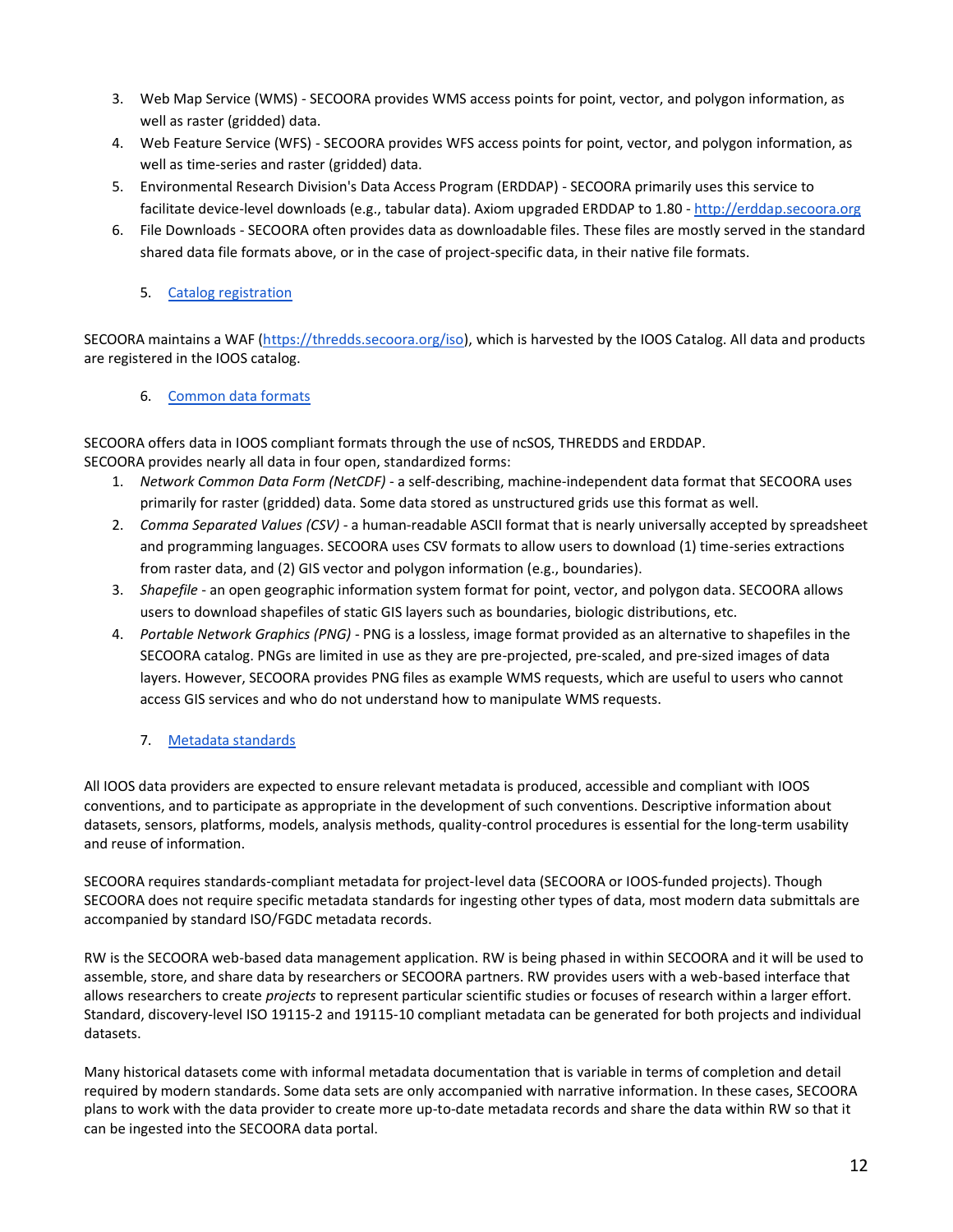3. Web Map Service (WMS) - SECOORA provides WMS access points for point, vector, and polygon information, as well as raster (gridded) data.
4. Web Feature Service (WFS) - SECOORA provides WFS access points for point, vector, and polygon information, as well as time-series and raster (gridded) data.
5. Environmental Research Division's Data Access Program (ERDDAP) - SECOORA primarily uses this service to facilitate device-level downloads (e.g., tabular data). Axiom upgraded ERDDAP to 1.80 - [http://erddap.secoora.org](http://erddap.secoora.org)
6. File Downloads - SECOORA often provides data as downloadable files. These files are mostly served in the standard shared data file formats above, or in the case of project-specific data, in their native file formats.

### 5. Catalog registration

SECOORA maintains a WAF ([https://thredds.secoora.org/iso](https://thredds.secoora.org/iso)), which is harvested by the IOOS Catalog. All data and products are registered in the IOOS catalog.

### 6. Common data formats

SECOORA offers data in IOOS compliant formats through the use of ncSOS, THREDDS and ERDDAP.
SECOORA provides nearly all data in four open, standardized forms:

1. *Network Common Data Form (NetCDF)* - a self-describing, machine-independent data format that SECOORA uses primarily for raster (gridded) data. Some data stored as unstructured grids use this format as well.
2. *Comma Separated Values (CSV)* - a human-readable ASCII format that is nearly universally accepted by spreadsheet and programming languages. SECOORA uses CSV formats to allow users to download (1) time-series extractions from raster data, and (2) GIS vector and polygon information (e.g., boundaries).
3. *Shapefile* - an open geographic information system format for point, vector, and polygon data. SECOORA allows users to download shapefiles of static GIS layers such as boundaries, biologic distributions, etc.
4. *Portable Network Graphics (PNG)* - PNG is a lossless, image format provided as an alternative to shapefiles in the SECOORA catalog. PNGs are limited in use as they are pre-projected, pre-scaled, and pre-sized images of data layers. However, SECOORA provides PNG files as example WMS requests, which are useful to users who cannot access GIS services and who do not understand how to manipulate WMS requests.

### 7. Metadata standards

All IOOS data providers are expected to ensure relevant metadata is produced, accessible and compliant with IOOS conventions, and to participate as appropriate in the development of such conventions. Descriptive information about datasets, sensors, platforms, models, analysis methods, quality-control procedures is essential for the long-term usability and reuse of information.

SECOORA requires standards-compliant metadata for project-level data (SECOORA or IOOS-funded projects). Though SECOORA does not require specific metadata standards for ingesting other types of data, most modern data submittals are accompanied by standard ISO/FGDC metadata records.

RW is the SECOORA web-based data management application. RW is being phased in within SECOORA and it will be used to assemble, store, and share data by researchers or SECOORA partners. RW provides users with a web-based interface that allows researchers to create *projects* to represent particular scientific studies or focuses of research within a larger effort. Standard, discovery-level ISO 19115-2 and 19115-10 compliant metadata can be generated for both projects and individual datasets.

Many historical datasets come with informal metadata documentation that is variable in terms of completion and detail required by modern standards. Some data sets are only accompanied with narrative information. In these cases, SECOORA plans to work with the data provider to create more up-to-date metadata records and share the data within RW so that it can be ingested into the SECOORA data portal.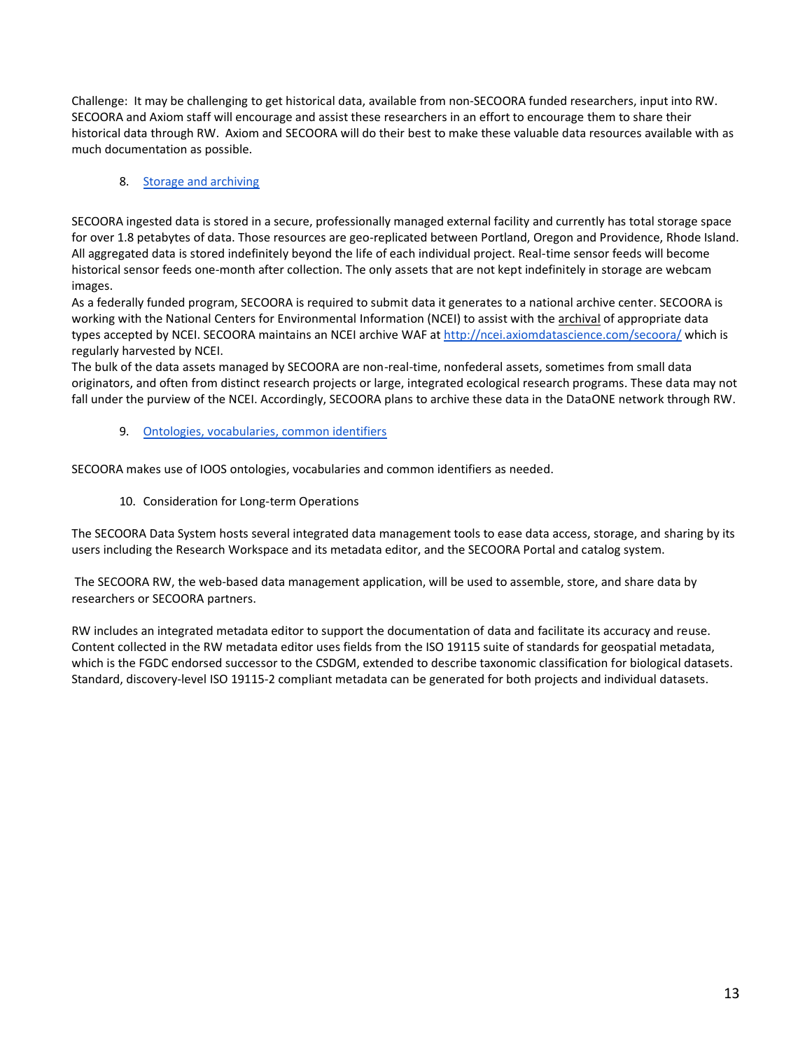Challenge: It may be challenging to get historical data, available from non-SECOORA funded researchers, input into RW. SECOORA and Axiom staff will encourage and assist these researchers in an effort to encourage them to share their historical data through RW. Axiom and SECOORA will do their best to make these valuable data resources available with as much documentation as possible.

8. [Storage and archiving]

SECOORA ingested data is stored in a secure, professionally managed external facility and currently has total storage space for over 1.8 petabytes of data. Those resources are geo-replicated between Portland, Oregon and Providence, Rhode Island. All aggregated data is stored indefinitely beyond the life of each individual project. Real-time sensor feeds will become historical sensor feeds one-month after collection. The only assets that are not kept indefinitely in storage are webcam images.
As a federally funded program, SECOORA is required to submit data it generates to a national archive center. SECOORA is working with the National Centers for Environmental Information (NCEI) to assist with the archival of appropriate data types accepted by NCEI. SECOORA maintains an NCEI archive WAF at http://ncei.axiomdatascience.com/secoora/ which is regularly harvested by NCEI.
The bulk of the data assets managed by SECOORA are non-real-time, nonfederal assets, sometimes from small data originators, and often from distinct research projects or large, integrated ecological research programs. These data may not fall under the purview of the NCEI. Accordingly, SECOORA plans to archive these data in the DataONE network through RW.

9. [Ontologies, vocabularies, common identifiers]

SECOORA makes use of IOOS ontologies, vocabularies and common identifiers as needed.

10. Consideration for Long-term Operations

The SECOORA Data System hosts several integrated data management tools to ease data access, storage, and sharing by its users including the Research Workspace and its metadata editor, and the SECOORA Portal and catalog system.

The SECOORA RW, the web-based data management application, will be used to assemble, store, and share data by researchers or SECOORA partners.

RW includes an integrated metadata editor to support the documentation of data and facilitate its accuracy and reuse. Content collected in the RW metadata editor uses fields from the ISO 19115 suite of standards for geospatial metadata, which is the FGDC endorsed successor to the CSDGM, extended to describe taxonomic classification for biological datasets. Standard, discovery-level ISO 19115-2 compliant metadata can be generated for both projects and individual datasets.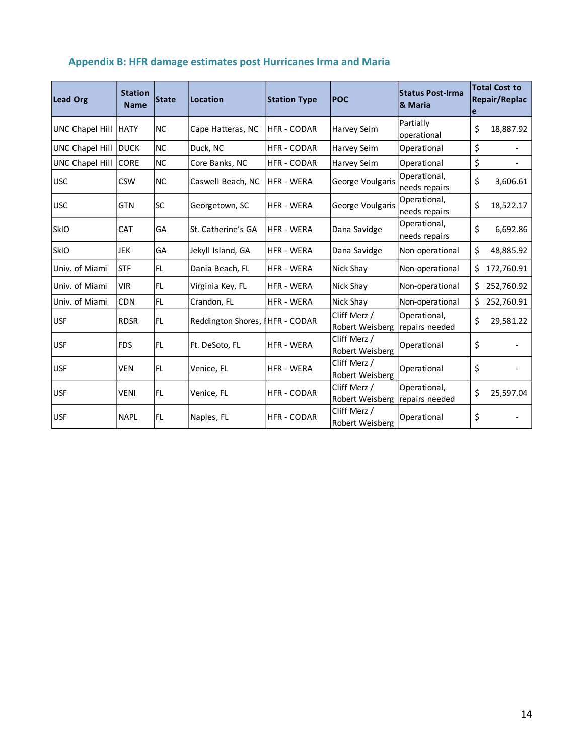## Appendix B: HFR damage estimates post Hurricanes Irma and Maria

| Lead Org | Station Name | State | Location | Station Type | POC | Status Post-Irma & Maria | Total Cost to Repair/Replace |
|---|---|---|---|---|---|---|---|
| UNC Chapel Hill | HATY | NC | Cape Hatteras, NC | HFR - CODAR | Harvey Seim | Partially operational | $ 18,887.92 |
| UNC Chapel Hill | DUCK | NC | Duck, NC | HFR - CODAR | Harvey Seim | Operational | $ - |
| UNC Chapel Hill | CORE | NC | Core Banks, NC | HFR - CODAR | Harvey Seim | Operational | $ - |
| USC | CSW | NC | Caswell Beach, NC | HFR - WERA | George Voulgaris | Operational, needs repairs | $ 3,606.61 |
| USC | GTN | SC | Georgetown, SC | HFR - WERA | George Voulgaris | Operational, needs repairs | $ 18,522.17 |
| SkIO | CAT | GA | St. Catherine's GA | HFR - WERA | Dana Savidge | Operational, needs repairs | $ 6,692.86 |
| SkIO | JEK | GA | Jekyll Island, GA | HFR - WERA | Dana Savidge | Non-operational | $ 48,885.92 |
| Univ. of Miami | STF | FL | Dania Beach, FL | HFR - WERA | Nick Shay | Non-operational | $ 172,760.91 |
| Univ. of Miami | VIR | FL | Virginia Key, FL | HFR - WERA | Nick Shay | Non-operational | $ 252,760.92 |
| Univ. of Miami | CDN | FL | Crandon, FL | HFR - WERA | Nick Shay | Non-operational | $ 252,760.91 |
| USF | RDSR | FL | Reddington Shores, F | HFR - CODAR | Cliff Merz / Robert Weisberg | Operational, repairs needed | $ 29,581.22 |
| USF | FDS | FL | Ft. DeSoto, FL | HFR - WERA | Cliff Merz / Robert Weisberg | Operational | $ - |
| USF | VEN | FL | Venice, FL | HFR - WERA | Cliff Merz / Robert Weisberg | Operational | $ - |
| USF | VENI | FL | Venice, FL | HFR - CODAR | Cliff Merz / Robert Weisberg | Operational, repairs needed | $ 25,597.04 |
| USF | NAPL | FL | Naples, FL | HFR - CODAR | Cliff Merz / Robert Weisberg | Operational | $ - |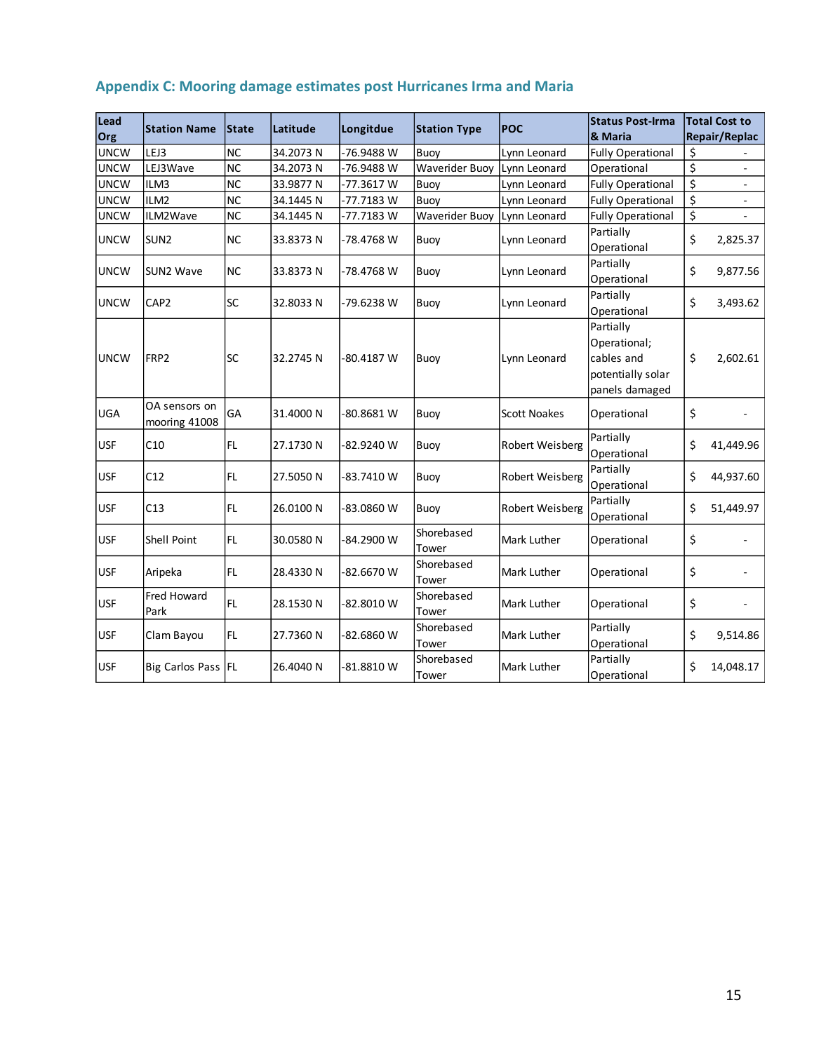## Appendix C: Mooring damage estimates post Hurricanes Irma and Maria

| Lead Org | Station Name | State | Latitude | Longitude | Station Type | POC | Status Post-Irma & Maria | Total Cost to Repair/Replac |
|---|---|---|---|---|---|---|---|---|
| UNCW | LEJ3 | NC | 34.2073 N | -76.9488 W | Buoy | Lynn Leonard | Fully Operational | $ - |
| UNCW | LEJ3Wave | NC | 34.2073 N | -76.9488 W | Waverider Buoy | Lynn Leonard | Operational | $ - |
| UNCW | ILM3 | NC | 33.9877 N | -77.3617 W | Buoy | Lynn Leonard | Fully Operational | $ - |
| UNCW | ILM2 | NC | 34.1445 N | -77.7183 W | Buoy | Lynn Leonard | Fully Operational | $ - |
| UNCW | ILM2Wave | NC | 34.1445 N | -77.7183 W | Waverider Buoy | Lynn Leonard | Fully Operational | $ - |
| UNCW | SUN2 | NC | 33.8373 N | -78.4768 W | Buoy | Lynn Leonard | Partially Operational | $ 2,825.37 |
| UNCW | SUN2 Wave | NC | 33.8373 N | -78.4768 W | Buoy | Lynn Leonard | Partially Operational | $ 9,877.56 |
| UNCW | CAP2 | SC | 32.8033 N | -79.6238 W | Buoy | Lynn Leonard | Partially Operational | $ 3,493.62 |
| UNCW | FRP2 | SC | 32.2745 N | -80.4187 W | Buoy | Lynn Leonard | Partially Operational; cables and potentially solar panels damaged | $ 2,602.61 |
| UGA | OA sensors on mooring 41008 | GA | 31.4000 N | -80.8681 W | Buoy | Scott Noakes | Operational | $ - |
| USF | C10 | FL | 27.1730 N | -82.9240 W | Buoy | Robert Weisberg | Partially Operational | $ 41,449.96 |
| USF | C12 | FL | 27.5050 N | -83.7410 W | Buoy | Robert Weisberg | Partially Operational | $ 44,937.60 |
| USF | C13 | FL | 26.0100 N | -83.0860 W | Buoy | Robert Weisberg | Partially Operational | $ 51,449.97 |
| USF | Shell Point | FL | 30.0580 N | -84.2900 W | Shorebased Tower | Mark Luther | Operational | $ - |
| USF | Aripeka | FL | 28.4330 N | -82.6670 W | Shorebased Tower | Mark Luther | Operational | $ - |
| USF | Fred Howard Park | FL | 28.1530 N | -82.8010 W | Shorebased Tower | Mark Luther | Operational | $ - |
| USF | Clam Bayou | FL | 27.7360 N | -82.6860 W | Shorebased Tower | Mark Luther | Partially Operational | $ 9,514.86 |
| USF | Big Carlos Pass | FL | 26.4040 N | -81.8810 W | Shorebased Tower | Mark Luther | Partially Operational | $ 14,048.17 |